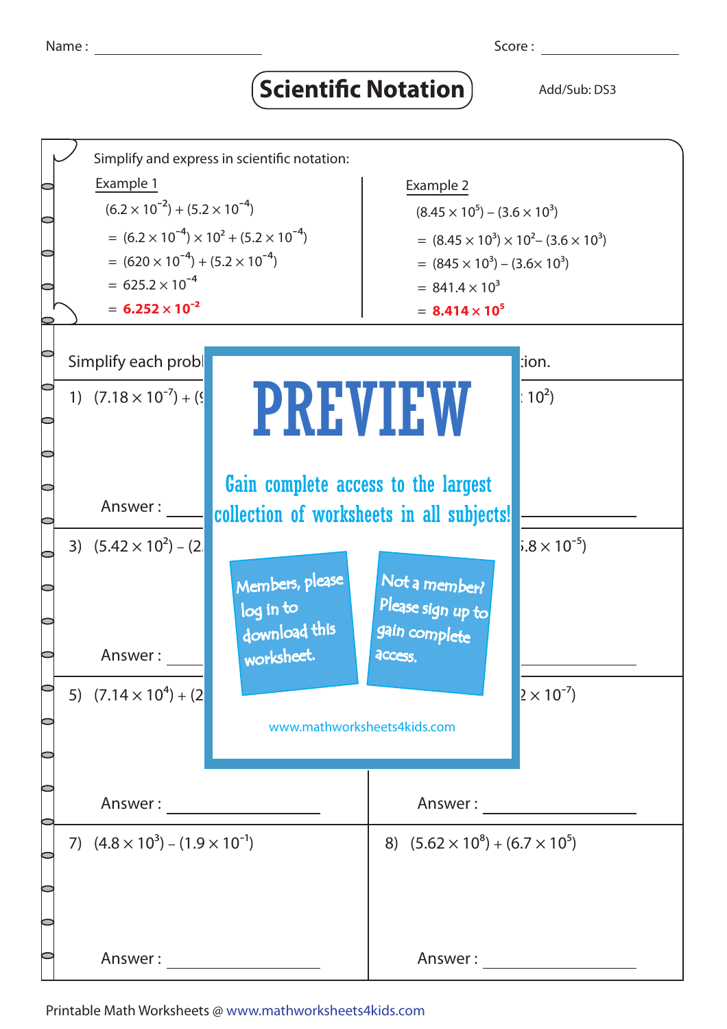Name : \_\_\_\_\_\_\_\_\_\_\_\_\_\_\_\_ Score : \_\_\_\_\_\_\_\_\_\_\_\_\_\_\_\_

# Scientific Notation

Add/Sub: DS3

Simplify and express in scientific notation:

**Example 1**

$(6.2 \times 10^{-2}) + (5.2 \times 10^{-4})$

$= (6.2 \times 10^{-4}) \times 10^{2} + (5.2 \times 10^{-4})$

$= (620 \times 10^{-4}) + (5.2 \times 10^{-4})$

$= 625.2 \times 10^{-4}$

$= \mathbf{6.252 \times 10^{-2}}$

**Example 2**

$(8.45 \times 10^{5}) - (3.6 \times 10^{3})$

$= (8.45 \times 10^{3}) \times 10^{2} - (3.6 \times 10^{3})$

$= (845 \times 10^{3}) - (3.6 \times 10^{3})$

$= 841.4 \times 10^{3}$

$= \mathbf{8.414 \times 10^{5}}$

Simplify each probl ... tion.

1) $(7.18 \times 10^{-7}) + ($ ... $10^{2})$

Answer : \_\_\_\_\_\_\_\_

3) $(5.42 \times 10^{2}) - (2.$ ... $.8 \times 10^{-5})$

Answer : \_\_\_\_\_\_\_\_

5) $(7.14 \times 10^{4}) + (2$ ... $2 \times 10^{-7})$

Answer : \_\_\_\_\_\_\_\_ Answer : \_\_\_\_\_\_\_\_

7) $(4.8 \times 10^{3}) - (1.9 \times 10^{-1})$

Answer : \_\_\_\_\_\_\_\_

8) $(5.62 \times 10^{8}) + (6.7 \times 10^{5})$

Answer : \_\_\_\_\_\_\_\_

PREVIEW

Gain complete access to the largest collection of worksheets in all subjects!

Members, please log in to download this worksheet.

Not a member? Please sign up to gain complete access.

www.mathworksheets4kids.com

Printable Math Worksheets @ www.mathworksheets4kids.com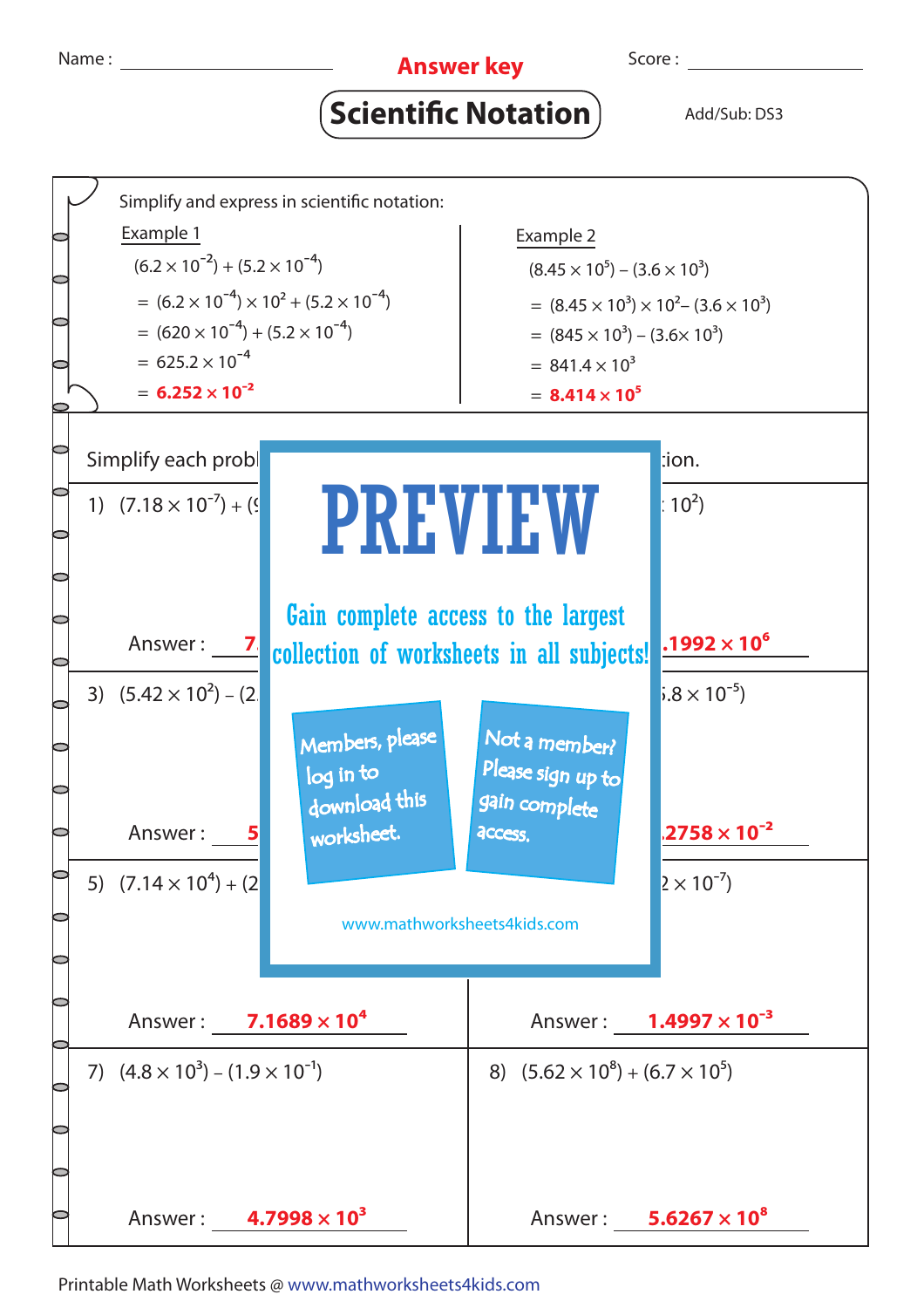Name : ______________ **Answer key** Score : ______________

# Scientific Notation

Add/Sub: DS3

Simplify and express in scientific notation:

**Example 1**

$(6.2 \times 10^{-2}) + (5.2 \times 10^{-4})$

$= (6.2 \times 10^{-4}) \times 10^{2} + (5.2 \times 10^{-4})$

$= (620 \times 10^{-4}) + (5.2 \times 10^{-4})$

$= 625.2 \times 10^{-4}$

$= \mathbf{6.252 \times 10^{-2}}$

**Example 2**

$(8.45 \times 10^{5}) - (3.6 \times 10^{3})$

$= (8.45 \times 10^{3}) \times 10^{2} - (3.6 \times 10^{3})$

$= (845 \times 10^{3}) - (3.6 \times 10^{3})$

$= 841.4 \times 10^{3}$

$= \mathbf{8.414 \times 10^{5}}$

Simplify each probl... ...tion.

1) $(7.18 \times 10^{-7}) + ($...

Answer : **7.**...

... $10^{2})$

Answer : ...**.1992 × 10⁶**

3) $(5.42 \times 10^{2}) - (2.$...

Answer : **5**...

... $.8 \times 10^{-5})$

Answer : ...**.2758 × 10⁻²**

5) $(7.14 \times 10^{4}) + (2$...

Answer : **$7.1689 \times 10^{4}$**

... $2 \times 10^{-7})$

Answer : **$1.4997 \times 10^{-3}$**

7) $(4.8 \times 10^{3}) - (1.9 \times 10^{-1})$

Answer : **$4.7998 \times 10^{3}$**

8) $(5.62 \times 10^{8}) + (6.7 \times 10^{5})$

Answer : **$5.6267 \times 10^{8}$**

PREVIEW

Gain complete access to the largest collection of worksheets in all subjects!

Members, please log in to download this worksheet.

Not a member? Please sign up to gain complete access.

www.mathworksheets4kids.com

Printable Math Worksheets @ www.mathworksheets4kids.com